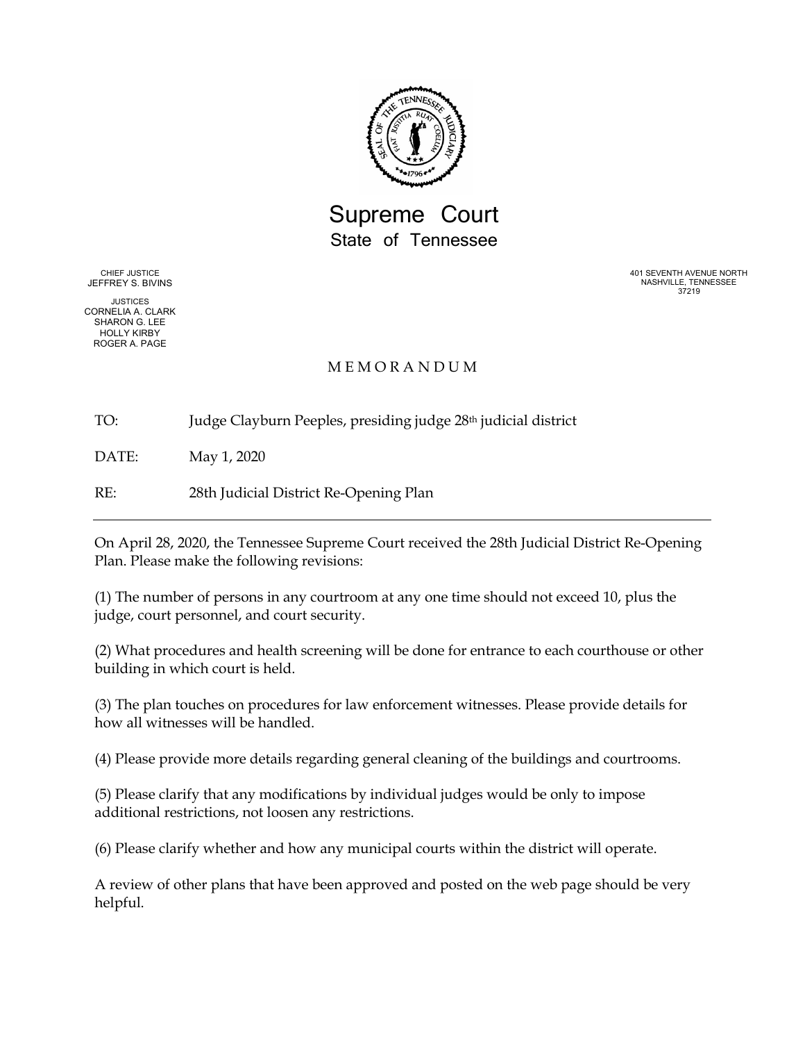# Supreme Court
## State of Tennessee

CHIEF JUSTICE
JEFFREY S. BIVINS

JUSTICES
CORNELIA A. CLARK
SHARON G. LEE
HOLLY KIRBY
ROGER A. PAGE

401 SEVENTH AVENUE NORTH
NASHVILLE, TENNESSEE
37219

M E M O R A N D U M

TO: Judge Clayburn Peeples, presiding judge 28th judicial district

DATE: May 1, 2020

RE: 28th Judicial District Re-Opening Plan

---

On April 28, 2020, the Tennessee Supreme Court received the 28th Judicial District Re-Opening Plan. Please make the following revisions:

(1) The number of persons in any courtroom at any one time should not exceed 10, plus the judge, court personnel, and court security.

(2) What procedures and health screening will be done for entrance to each courthouse or other building in which court is held.

(3) The plan touches on procedures for law enforcement witnesses. Please provide details for how all witnesses will be handled.

(4) Please provide more details regarding general cleaning of the buildings and courtrooms.

(5) Please clarify that any modifications by individual judges would be only to impose additional restrictions, not loosen any restrictions.

(6) Please clarify whether and how any municipal courts within the district will operate.

A review of other plans that have been approved and posted on the web page should be very helpful.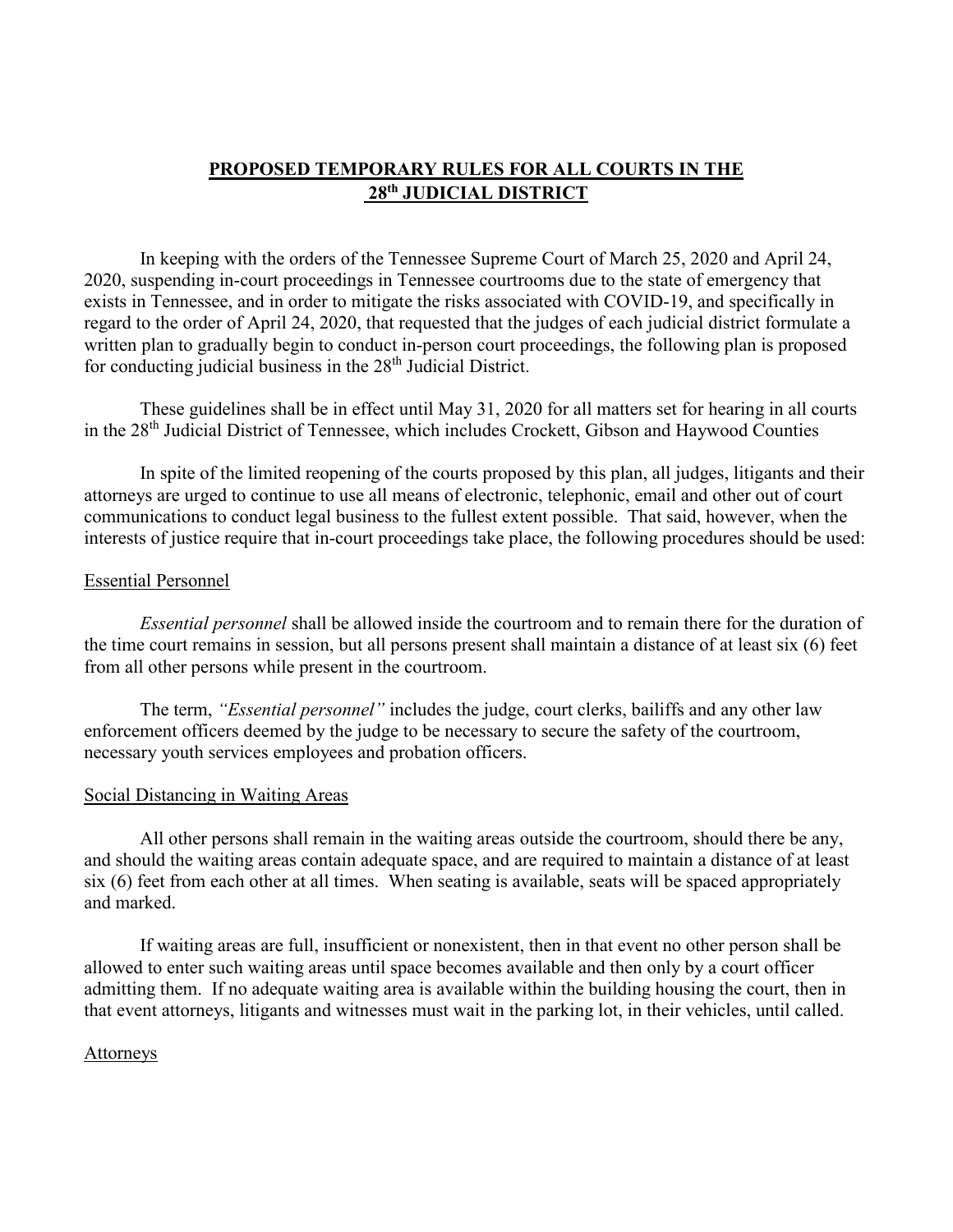## PROPOSED TEMPORARY RULES FOR ALL COURTS IN THE 28th JUDICIAL DISTRICT

In keeping with the orders of the Tennessee Supreme Court of March 25, 2020 and April 24, 2020, suspending in-court proceedings in Tennessee courtrooms due to the state of emergency that exists in Tennessee, and in order to mitigate the risks associated with COVID-19, and specifically in regard to the order of April 24, 2020, that requested that the judges of each judicial district formulate a written plan to gradually begin to conduct in-person court proceedings, the following plan is proposed for conducting judicial business in the 28th Judicial District.

These guidelines shall be in effect until May 31, 2020 for all matters set for hearing in all courts in the 28th Judicial District of Tennessee, which includes Crockett, Gibson and Haywood Counties

In spite of the limited reopening of the courts proposed by this plan, all judges, litigants and their attorneys are urged to continue to use all means of electronic, telephonic, email and other out of court communications to conduct legal business to the fullest extent possible. That said, however, when the interests of justice require that in-court proceedings take place, the following procedures should be used:

### Essential Personnel

*Essential personnel* shall be allowed inside the courtroom and to remain there for the duration of the time court remains in session, but all persons present shall maintain a distance of at least six (6) feet from all other persons while present in the courtroom.

The term, *"Essential personnel"* includes the judge, court clerks, bailiffs and any other law enforcement officers deemed by the judge to be necessary to secure the safety of the courtroom, necessary youth services employees and probation officers.

### Social Distancing in Waiting Areas

All other persons shall remain in the waiting areas outside the courtroom, should there be any, and should the waiting areas contain adequate space, and are required to maintain a distance of at least six (6) feet from each other at all times. When seating is available, seats will be spaced appropriately and marked.

If waiting areas are full, insufficient or nonexistent, then in that event no other person shall be allowed to enter such waiting areas until space becomes available and then only by a court officer admitting them. If no adequate waiting area is available within the building housing the court, then in that event attorneys, litigants and witnesses must wait in the parking lot, in their vehicles, until called.

### Attorneys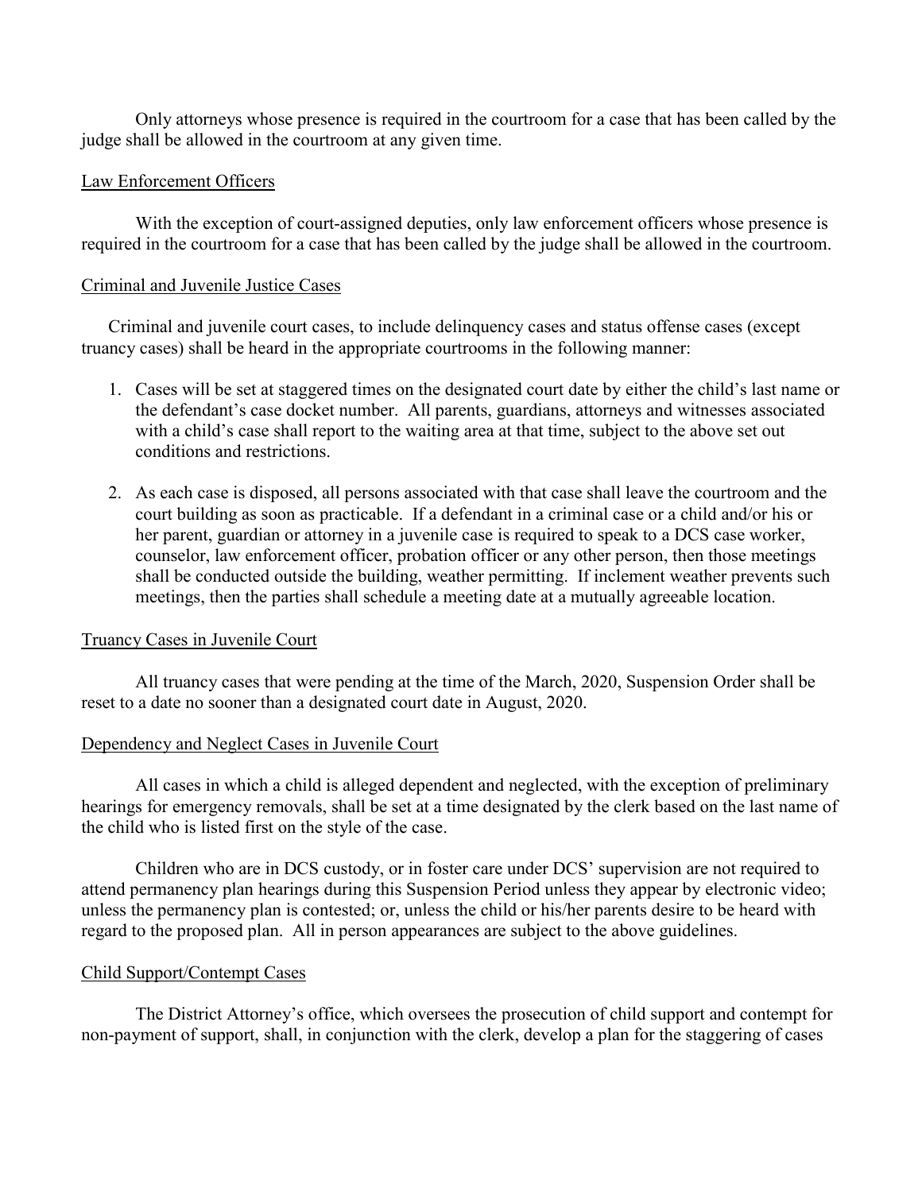Only attorneys whose presence is required in the courtroom for a case that has been called by the judge shall be allowed in the courtroom at any given time.

<u>Law Enforcement Officers</u>

With the exception of court-assigned deputies, only law enforcement officers whose presence is required in the courtroom for a case that has been called by the judge shall be allowed in the courtroom.

<u>Criminal and Juvenile Justice Cases</u>

Criminal and juvenile court cases, to include delinquency cases and status offense cases (except truancy cases) shall be heard in the appropriate courtrooms in the following manner:

1. Cases will be set at staggered times on the designated court date by either the child's last name or the defendant's case docket number. All parents, guardians, attorneys and witnesses associated with a child's case shall report to the waiting area at that time, subject to the above set out conditions and restrictions.

2. As each case is disposed, all persons associated with that case shall leave the courtroom and the court building as soon as practicable. If a defendant in a criminal case or a child and/or his or her parent, guardian or attorney in a juvenile case is required to speak to a DCS case worker, counselor, law enforcement officer, probation officer or any other person, then those meetings shall be conducted outside the building, weather permitting. If inclement weather prevents such meetings, then the parties shall schedule a meeting date at a mutually agreeable location.

<u>Truancy Cases in Juvenile Court</u>

All truancy cases that were pending at the time of the March, 2020, Suspension Order shall be reset to a date no sooner than a designated court date in August, 2020.

<u>Dependency and Neglect Cases in Juvenile Court</u>

All cases in which a child is alleged dependent and neglected, with the exception of preliminary hearings for emergency removals, shall be set at a time designated by the clerk based on the last name of the child who is listed first on the style of the case.

Children who are in DCS custody, or in foster care under DCS' supervision are not required to attend permanency plan hearings during this Suspension Period unless they appear by electronic video; unless the permanency plan is contested; or, unless the child or his/her parents desire to be heard with regard to the proposed plan. All in person appearances are subject to the above guidelines.

<u>Child Support/Contempt Cases</u>

The District Attorney's office, which oversees the prosecution of child support and contempt for non-payment of support, shall, in conjunction with the clerk, develop a plan for the staggering of cases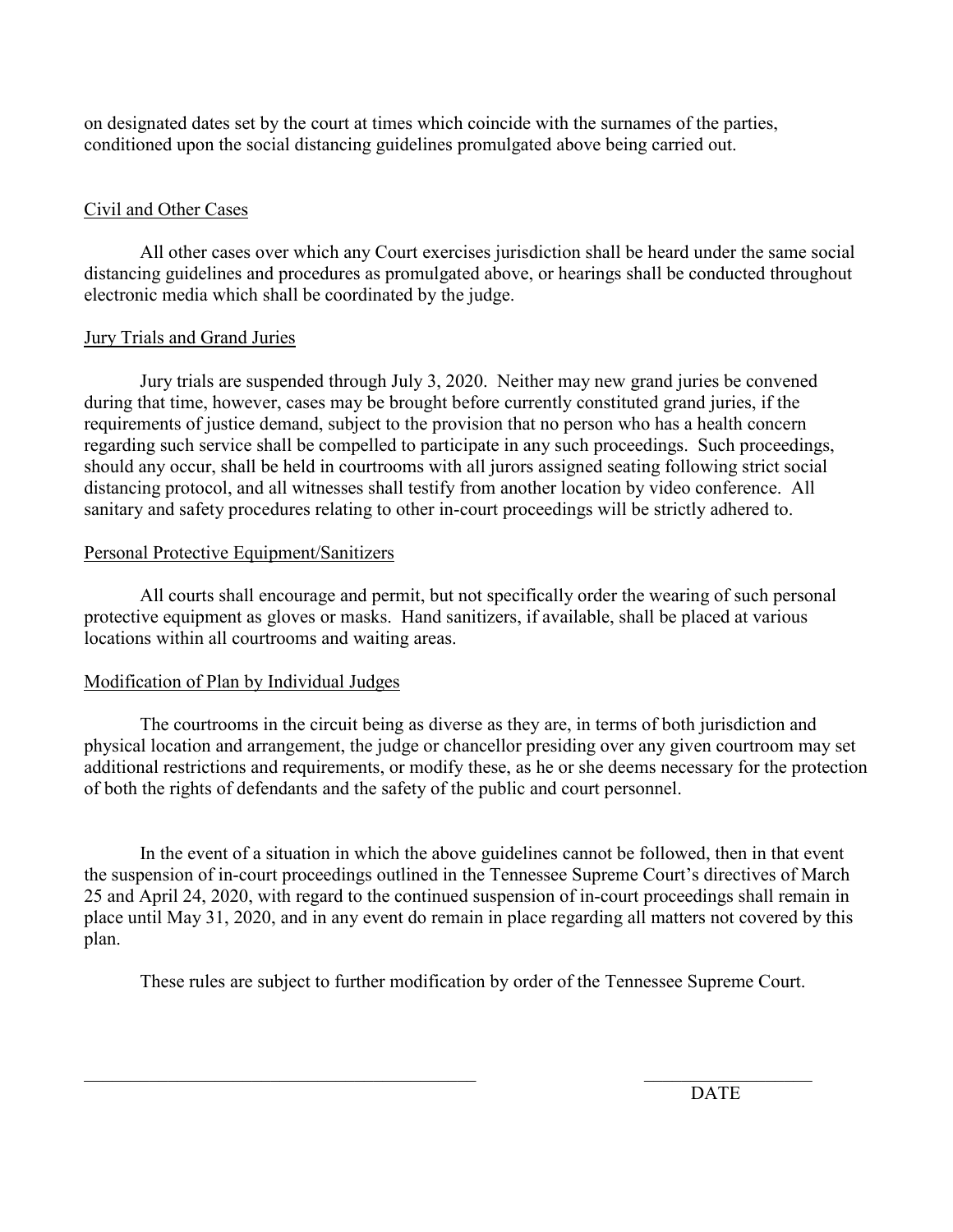on designated dates set by the court at times which coincide with the surnames of the parties, conditioned upon the social distancing guidelines promulgated above being carried out.

Civil and Other Cases

All other cases over which any Court exercises jurisdiction shall be heard under the same social distancing guidelines and procedures as promulgated above, or hearings shall be conducted throughout electronic media which shall be coordinated by the judge.

Jury Trials and Grand Juries

Jury trials are suspended through July 3, 2020. Neither may new grand juries be convened during that time, however, cases may be brought before currently constituted grand juries, if the requirements of justice demand, subject to the provision that no person who has a health concern regarding such service shall be compelled to participate in any such proceedings. Such proceedings, should any occur, shall be held in courtrooms with all jurors assigned seating following strict social distancing protocol, and all witnesses shall testify from another location by video conference. All sanitary and safety procedures relating to other in-court proceedings will be strictly adhered to.

Personal Protective Equipment/Sanitizers

All courts shall encourage and permit, but not specifically order the wearing of such personal protective equipment as gloves or masks. Hand sanitizers, if available, shall be placed at various locations within all courtrooms and waiting areas.

Modification of Plan by Individual Judges

The courtrooms in the circuit being as diverse as they are, in terms of both jurisdiction and physical location and arrangement, the judge or chancellor presiding over any given courtroom may set additional restrictions and requirements, or modify these, as he or she deems necessary for the protection of both the rights of defendants and the safety of the public and court personnel.

In the event of a situation in which the above guidelines cannot be followed, then in that event the suspension of in-court proceedings outlined in the Tennessee Supreme Court's directives of March 25 and April 24, 2020, with regard to the continued suspension of in-court proceedings shall remain in place until May 31, 2020, and in any event do remain in place regarding all matters not covered by this plan.

These rules are subject to further modification by order of the Tennessee Supreme Court.

\_\_\_\_\_\_\_\_\_\_\_\_\_\_\_\_\_\_\_\_\_\_\_\_\_\_\_\_\_\_\_\_\_\_\_\_\_\_\_\_\_\_\_\_ \_\_\_\_\_\_\_\_\_\_\_\_\_\_\_\_\_\_\_\_

DATE